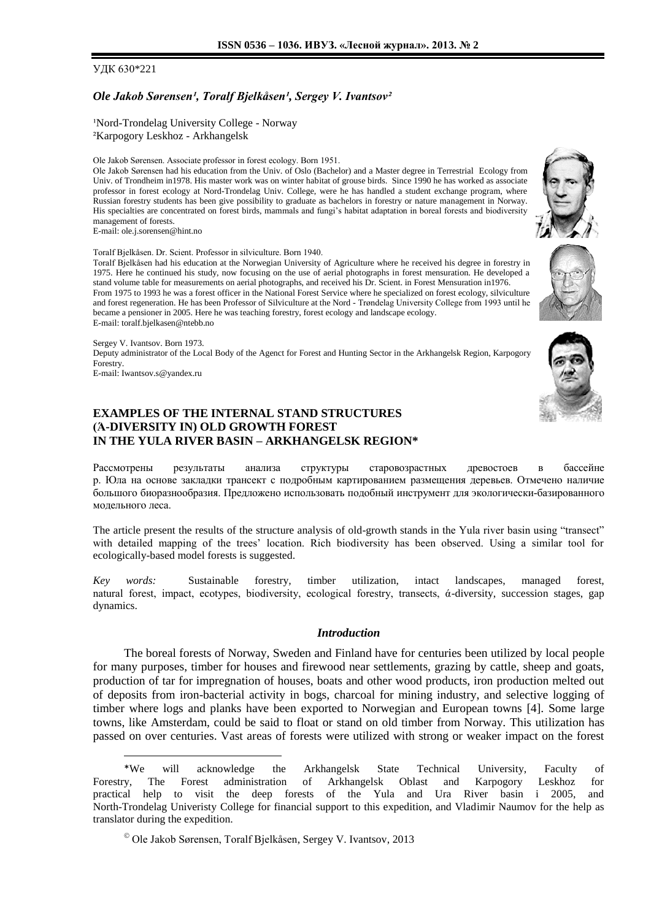УДК 630*221

***Ole Jakob Sørensen¹, Toralf Bjelkåsen¹, Sergey V. Ivantsov²***

¹Nord-Trondelag University College - Norway
²Karpogory Leskhoz - Arkhangelsk

Ole Jakob Sørensen. Associate professor in forest ecology. Born 1951.
Ole Jakob Sørensen had his education from the Univ. of Oslo (Bachelor) and a Master degree in Terrestrial Ecology from Univ. of Trondheim in1978. His master work was on winter habitat of grouse birds. Since 1990 he has worked as associate professor in forest ecology at Nord-Trondelag Univ. College, were he has handled a student exchange program, where Russian forestry students has been give possibility to graduate as bachelors in forestry or nature management in Norway. His specialties are concentrated on forest birds, mammals and fungi's habitat adaptation in boreal forests and biodiversity management of forests.
E-mail: ole.j.sorensen@hint.no

Toralf Bjelkåsen. Dr. Scient. Professor in silviculture. Born 1940.
Toralf Bjelkåsen had his education at the Norwegian University of Agriculture where he received his degree in forestry in 1975. Here he continued his study, now focusing on the use of aerial photographs in forest mensuration. He developed a stand volume table for measurements on aerial photographs, and received his Dr. Scient. in Forest Mensuration in1976.
From 1975 to 1993 he was a forest officer in the National Forest Service where he specialized on forest ecology, silviculture and forest regeneration. He has been Professor of Silviculture at the Nord - Trøndelag University College from 1993 until he became a pensioner in 2005. Here he was teaching forestry, forest ecology and landscape ecology.
E-mail: toralf.bjelkasen@ntebb.no

Sergey V. Ivantsov. Born 1973.
Deputy administrator of the Local Body of the Agenct for Forest and Hunting Sector in the Arkhangelsk Region, Karpogory Forestry.
E-mail: Iwantsov.s@yandex.ru

# EXAMPLES OF THE INTERNAL STAND STRUCTURES (Á-DIVERSITY IN) OLD GROWTH FOREST IN THE YULA RIVER BASIN – ARKHANGELSK REGION*

Рассмотрены результаты анализа структуры старовозрастных древостоев в бассейне р. Юла на основе закладки трансект с подробным картированием размещения деревьев. Отмечено наличие большого биоразнообразия. Предложено использовать подобный инструмент для экологически-базированного модельного леса.

The article present the results of the structure analysis of old-growth stands in the Yula river basin using "transect" with detailed mapping of the trees' location. Rich biodiversity has been observed. Using a similar tool for ecologically-based model forests is suggested.

*Key words:* Sustainable forestry, timber utilization, intact landscapes, managed forest, natural forest, impact, ecotypes, biodiversity, ecological forestry, transects, ά-diversity, succession stages, gap dynamics.

## *Introduction*

The boreal forests of Norway, Sweden and Finland have for centuries been utilized by local people for many purposes, timber for houses and firewood near settlements, grazing by cattle, sheep and goats, production of tar for impregnation of houses, boats and other wood products, iron production melted out of deposits from iron-bacterial activity in bogs, charcoal for mining industry, and selective logging of timber where logs and planks have been exported to Norwegian and European towns [4]. Some large towns, like Amsterdam, could be said to float or stand on old timber from Norway. This utilization has passed on over centuries. Vast areas of forests were utilized with strong or weaker impact on the forest

---

*We will acknowledge the Arkhangelsk State Technical University, Faculty of Forestry, The Forest administration of Arkhangelsk Oblast and Karpogory Leskhoz for practical help to visit the deep forests of the Yula and Ura River basin i 2005, and North-Trondelag Univeristy College for financial support to this expedition, and Vladimir Naumov for the help as translator during the expedition.

© Ole Jakob Sørensen, Toralf Bjelkåsen, Sergey V. Ivantsov, 2013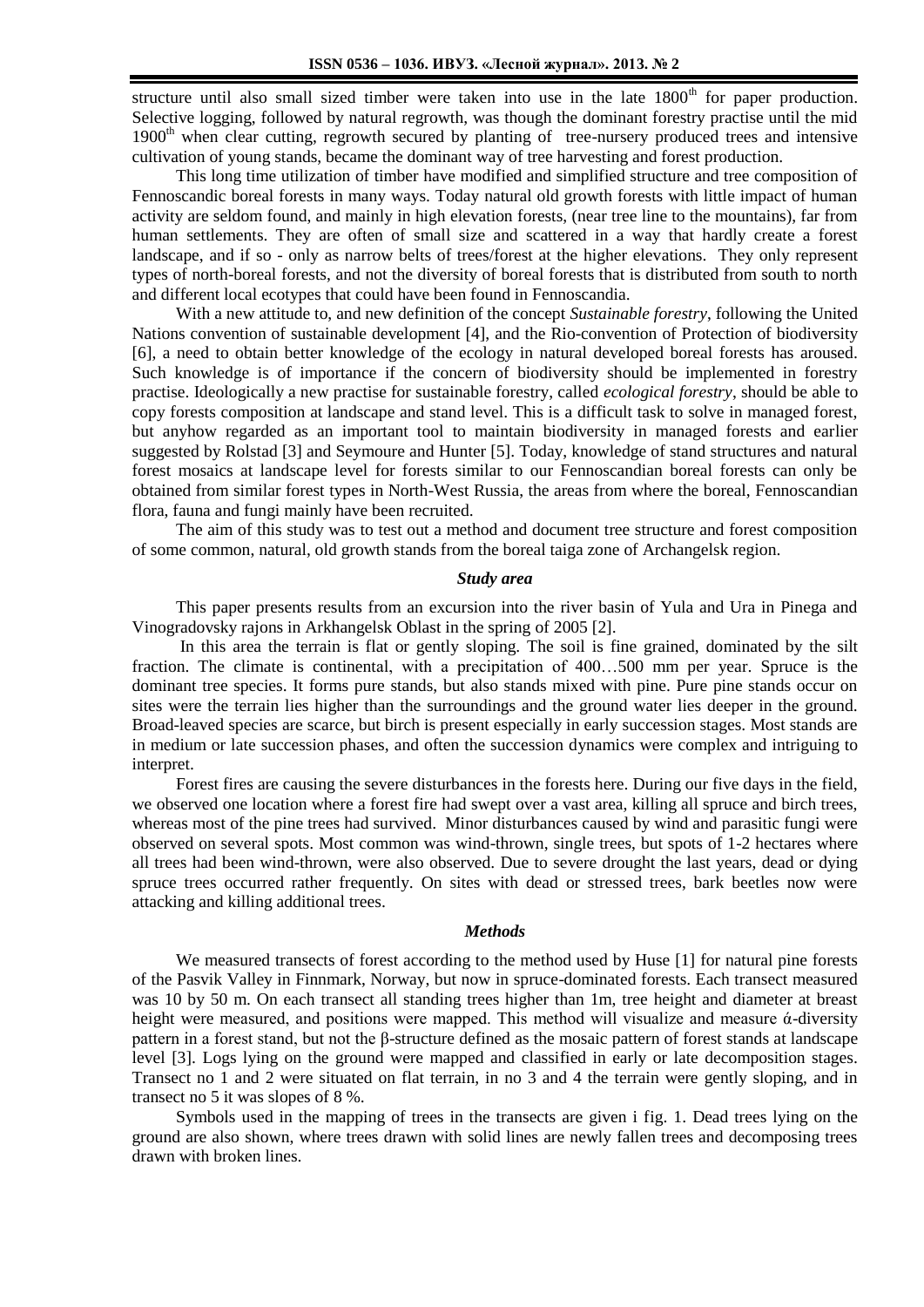structure until also small sized timber were taken into use in the late 1800[th] for paper production. Selective logging, followed by natural regrowth, was though the dominant forestry practise until the mid 1900[th] when clear cutting, regrowth secured by planting of tree-nursery produced trees and intensive cultivation of young stands, became the dominant way of tree harvesting and forest production.

This long time utilization of timber have modified and simplified structure and tree composition of Fennoscandic boreal forests in many ways. Today natural old growth forests with little impact of human activity are seldom found, and mainly in high elevation forests, (near tree line to the mountains), far from human settlements. They are often of small size and scattered in a way that hardly create a forest landscape, and if so - only as narrow belts of trees/forest at the higher elevations. They only represent types of north-boreal forests, and not the diversity of boreal forests that is distributed from south to north and different local ecotypes that could have been found in Fennoscandia.

With a new attitude to, and new definition of the concept *Sustainable forestry*, following the United Nations convention of sustainable development [4], and the Rio-convention of Protection of biodiversity [6], a need to obtain better knowledge of the ecology in natural developed boreal forests has aroused. Such knowledge is of importance if the concern of biodiversity should be implemented in forestry practise. Ideologically a new practise for sustainable forestry, called *ecological forestry*, should be able to copy forests composition at landscape and stand level. This is a difficult task to solve in managed forest, but anyhow regarded as an important tool to maintain biodiversity in managed forests and earlier suggested by Rolstad [3] and Seymoure and Hunter [5]. Today, knowledge of stand structures and natural forest mosaics at landscape level for forests similar to our Fennoscandian boreal forests can only be obtained from similar forest types in North-West Russia, the areas from where the boreal, Fennoscandian flora, fauna and fungi mainly have been recruited.

The aim of this study was to test out a method and document tree structure and forest composition of some common, natural, old growth stands from the boreal taiga zone of Archangelsk region.

### *Study area*

This paper presents results from an excursion into the river basin of Yula and Ura in Pinega and Vinogradovsky rajons in Arkhangelsk Oblast in the spring of 2005 [2].

In this area the terrain is flat or gently sloping. The soil is fine grained, dominated by the silt fraction. The climate is continental, with a precipitation of 400…500 mm per year. Spruce is the dominant tree species. It forms pure stands, but also stands mixed with pine. Pure pine stands occur on sites were the terrain lies higher than the surroundings and the ground water lies deeper in the ground. Broad-leaved species are scarce, but birch is present especially in early succession stages. Most stands are in medium or late succession phases, and often the succession dynamics were complex and intriguing to interpret.

Forest fires are causing the severe disturbances in the forests here. During our five days in the field, we observed one location where a forest fire had swept over a vast area, killing all spruce and birch trees, whereas most of the pine trees had survived. Minor disturbances caused by wind and parasitic fungi were observed on several spots. Most common was wind-thrown, single trees, but spots of 1-2 hectares where all trees had been wind-thrown, were also observed. Due to severe drought the last years, dead or dying spruce trees occurred rather frequently. On sites with dead or stressed trees, bark beetles now were attacking and killing additional trees.

### *Methods*

We measured transects of forest according to the method used by Huse [1] for natural pine forests of the Pasvik Valley in Finnmark, Norway, but now in spruce-dominated forests. Each transect measured was 10 by 50 m. On each transect all standing trees higher than 1m, tree height and diameter at breast height were measured, and positions were mapped. This method will visualize and measure ά-diversity pattern in a forest stand, but not the β-structure defined as the mosaic pattern of forest stands at landscape level [3]. Logs lying on the ground were mapped and classified in early or late decomposition stages. Transect no 1 and 2 were situated on flat terrain, in no 3 and 4 the terrain were gently sloping, and in transect no 5 it was slopes of 8 %.

Symbols used in the mapping of trees in the transects are given i fig. 1. Dead trees lying on the ground are also shown, where trees drawn with solid lines are newly fallen trees and decomposing trees drawn with broken lines.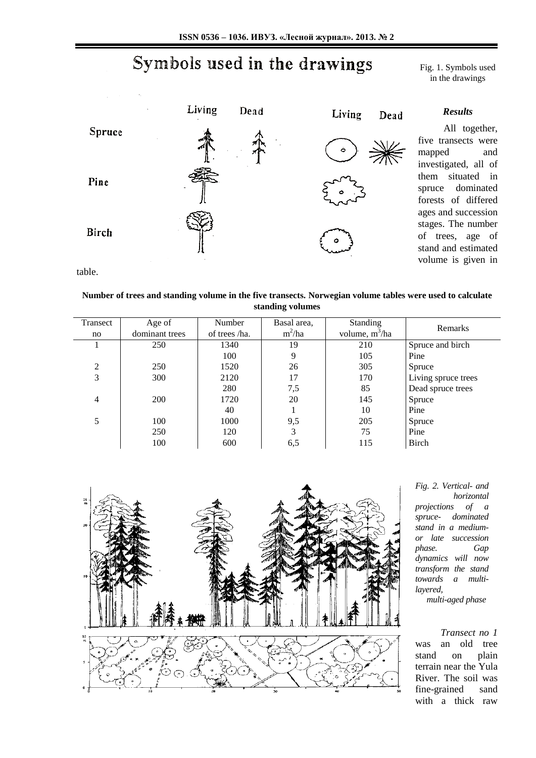Fig. 1. Symbols used in the drawings

### *Results*

All together, five transects were mapped and investigated, all of them situated in spruce dominated forests of differed ages and succession stages. The number of trees, age of stand and estimated volume is given in table.

**Number of trees and standing volume in the five transects. Norwegian volume tables were used to calculate standing volumes**

| Transect no | Age of dominant trees | Number of trees /ha. | Basal area, $m^2$/ha | Standing volume, $m^3$/ha | Remarks |
|---|---|---|---|---|---|
| 1 | 250 | 1340 | 19 | 210 | Spruce and birch |
| | | 100 | 9 | 105 | Pine |
| 2 | 250 | 1520 | 26 | 305 | Spruce |
| 3 | 300 | 2120 | 17 | 170 | Living spruce trees |
| | | 280 | 7,5 | 85 | Dead spruce trees |
| 4 | 200 | 1720 | 20 | 145 | Spruce |
| | | 40 | 1 | 10 | Pine |
| 5 | 100 | 1000 | 9,5 | 205 | Spruce |
| | 250 | 120 | 3 | 75 | Pine |
| | 100 | 600 | 6,5 | 115 | Birch |

*Fig. 2. Vertical- and horizontal projections of a spruce- dominated stand in a medium- or late succession phase. Gap dynamics will now transform the stand towards a multi-layered, multi-aged phase*

*Transect no 1* was an old tree stand on plain terrain near the Yula River. The soil was fine-grained sand with a thick raw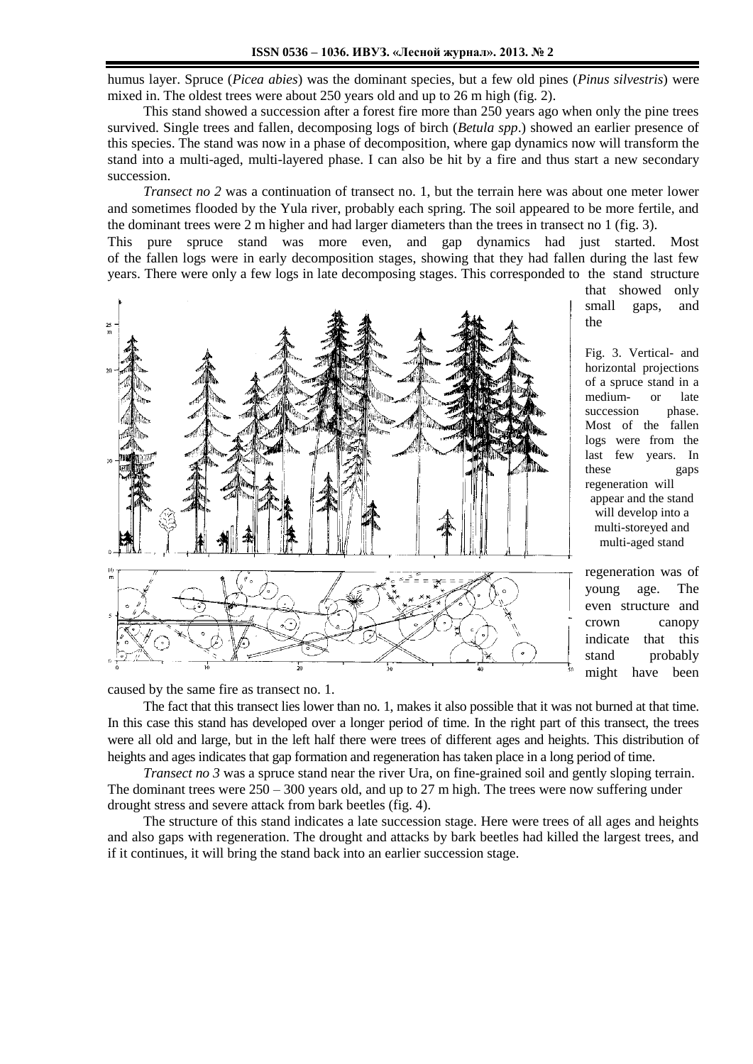humus layer. Spruce (*Picea abies*) was the dominant species, but a few old pines (*Pinus silvestris*) were mixed in. The oldest trees were about 250 years old and up to 26 m high (fig. 2).

This stand showed a succession after a forest fire more than 250 years ago when only the pine trees survived. Single trees and fallen, decomposing logs of birch (*Betula spp*.) showed an earlier presence of this species. The stand was now in a phase of decomposition, where gap dynamics now will transform the stand into a multi-aged, multi-layered phase. I can also be hit by a fire and thus start a new secondary succession.

*Transect no 2* was a continuation of transect no. 1, but the terrain here was about one meter lower and sometimes flooded by the Yula river, probably each spring. The soil appeared to be more fertile, and the dominant trees were 2 m higher and had larger diameters than the trees in transect no 1 (fig. 3).

This pure spruce stand was more even, and gap dynamics had just started. Most of the fallen logs were in early decomposition stages, showing that they had fallen during the last few years. There were only a few logs in late decomposing stages. This corresponded to the stand structure that showed only small gaps, and the regeneration was of young age. The even structure and crown canopy indicate that this stand probably might have been caused by the same fire as transect no. 1.

Fig. 3. Vertical- and horizontal projections of a spruce stand in a medium- or late succession phase. Most of the fallen logs were from the last few years. In these gaps regeneration will appear and the stand will develop into a multi-storeyed and multi-aged stand

The fact that this transect lies lower than no. 1, makes it also possible that it was not burned at that time. In this case this stand has developed over a longer period of time. In the right part of this transect, the trees were all old and large, but in the left half there were trees of different ages and heights. This distribution of heights and ages indicates that gap formation and regeneration has taken place in a long period of time.

*Transect no 3* was a spruce stand near the river Ura, on fine-grained soil and gently sloping terrain. The dominant trees were 250 – 300 years old, and up to 27 m high. The trees were now suffering under drought stress and severe attack from bark beetles (fig. 4).

The structure of this stand indicates a late succession stage. Here were trees of all ages and heights and also gaps with regeneration. The drought and attacks by bark beetles had killed the largest trees, and if it continues, it will bring the stand back into an earlier succession stage.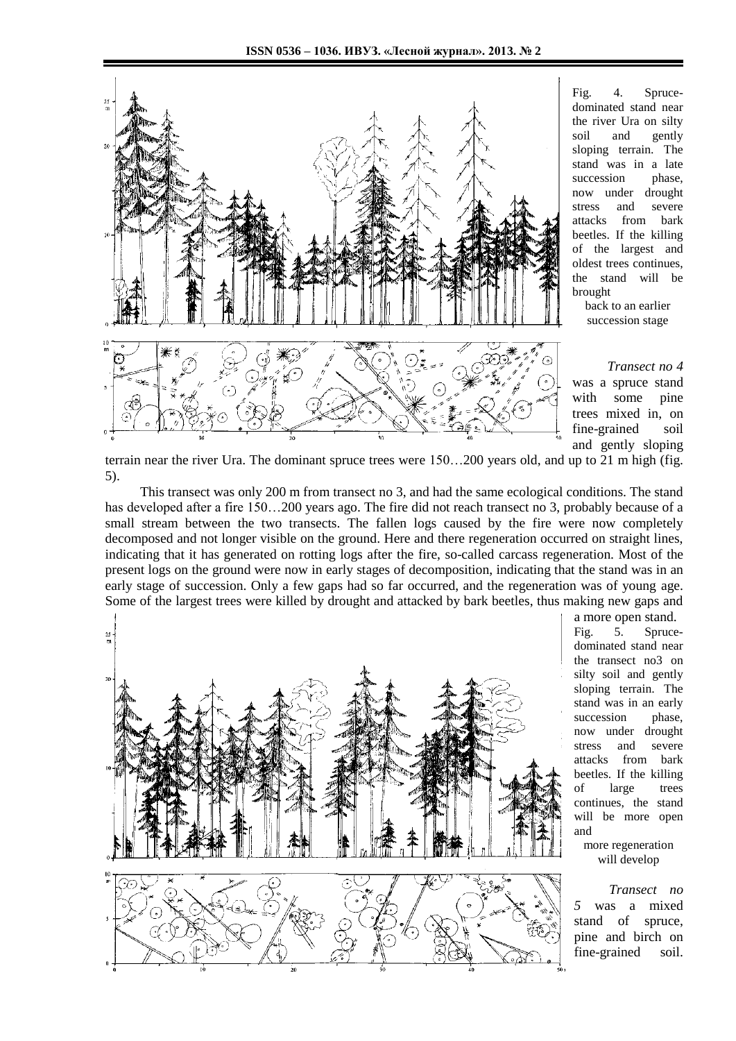Fig. 4. Spruce-dominated stand near the river Ura on silty soil and gently sloping terrain. The stand was in a late succession phase, now under drought stress and severe attacks from bark beetles. If the killing of the largest and oldest trees continues, the stand will be brought back to an earlier succession stage

*Transect no 4* was a spruce stand with some pine trees mixed in, on fine-grained soil and gently sloping terrain near the river Ura. The dominant spruce trees were 150…200 years old, and up to 21 m high (fig. 5).

This transect was only 200 m from transect no 3, and had the same ecological conditions. The stand has developed after a fire 150…200 years ago. The fire did not reach transect no 3, probably because of a small stream between the two transects. The fallen logs caused by the fire were now completely decomposed and not longer visible on the ground. Here and there regeneration occurred on straight lines, indicating that it has generated on rotting logs after the fire, so-called carcass regeneration. Most of the present logs on the ground were now in early stages of decomposition, indicating that the stand was in an early stage of succession. Only a few gaps had so far occurred, and the regeneration was of young age. Some of the largest trees were killed by drought and attacked by bark beetles, thus making new gaps and a more open stand.

Fig. 5. Spruce-dominated stand near the transect no3 on silty soil and gently sloping terrain. The stand was in an early succession phase, now under drought stress and severe attacks from bark beetles. If the killing of large trees continues, the stand will be more open and more regeneration will develop

*Transect no 5* was a mixed stand of spruce, pine and birch on fine-grained soil.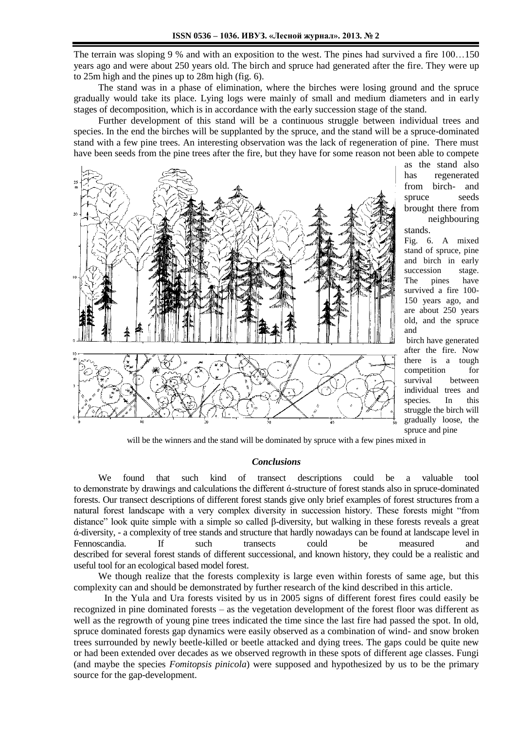The terrain was sloping 9 % and with an exposition to the west. The pines had survived a fire 100…150 years ago and were about 250 years old. The birch and spruce had generated after the fire. They were up to 25m high and the pines up to 28m high (fig. 6).

The stand was in a phase of elimination, where the birches were losing ground and the spruce gradually would take its place. Lying logs were mainly of small and medium diameters and in early stages of decomposition, which is in accordance with the early succession stage of the stand.

Further development of this stand will be a continuous struggle between individual trees and species. In the end the birches will be supplanted by the spruce, and the stand will be a spruce-dominated stand with a few pine trees. An interesting observation was the lack of regeneration of pine. There must have been seeds from the pine trees after the fire, but they have for some reason not been able to compete as the stand also has regenerated from birch- and spruce seeds brought there from neighbouring stands.

Fig. 6. A mixed stand of spruce, pine and birch in early succession stage. The pines have survived a fire 100-150 years ago, and are about 250 years old, and the spruce and birch have generated after the fire. Now there is a tough competition for survival between individual trees and species. In this struggle the birch will gradually loose, the spruce and pine will be the winners and the stand will be dominated by spruce with a few pines mixed in

## *Conclusions*

We found that such kind of transect descriptions could be a valuable tool to demonstrate by drawings and calculations the different ά-structure of forest stands also in spruce-dominated forests. Our transect descriptions of different forest stands give only brief examples of forest structures from a natural forest landscape with a very complex diversity in succession history. These forests might "from distance" look quite simple with a simple so called β-diversity, but walking in these forests reveals a great ά-diversity, - a complexity of tree stands and structure that hardly nowadays can be found at landscape level in Fennoscandia. If such transects could be measured and described for several forest stands of different successional, and known history, they could be a realistic and useful tool for an ecological based model forest.

We though realize that the forests complexity is large even within forests of same age, but this complexity can and should be demonstrated by further research of the kind described in this article.

In the Yula and Ura forests visited by us in 2005 signs of different forest fires could easily be recognized in pine dominated forests – as the vegetation development of the forest floor was different as well as the regrowth of young pine trees indicated the time since the last fire had passed the spot. In old, spruce dominated forests gap dynamics were easily observed as a combination of wind- and snow broken trees surrounded by newly beetle-killed or beetle attacked and dying trees. The gaps could be quite new or had been extended over decades as we observed regrowth in these spots of different age classes. Fungi (and maybe the species *Fomitopsis pinicola*) were supposed and hypothesized by us to be the primary source for the gap-development.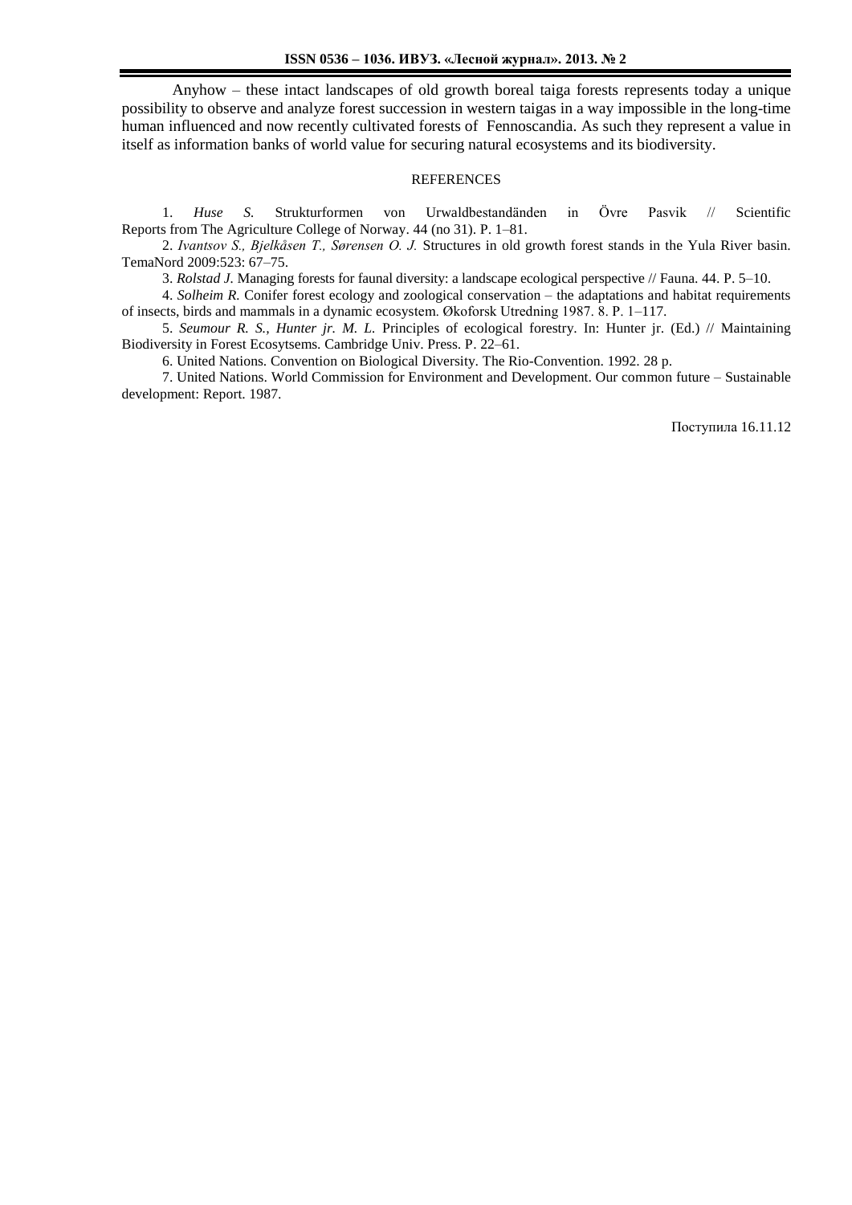Anyhow – these intact landscapes of old growth boreal taiga forests represents today a unique possibility to observe and analyze forest succession in western taigas in a way impossible in the long-time human influenced and now recently cultivated forests of Fennoscandia. As such they represent a value in itself as information banks of world value for securing natural ecosystems and its biodiversity.

## REFERENCES

1. *Huse S.* Strukturformen von Urwaldbestandänden in Övre Pasvik // Scientific Reports from The Agriculture College of Norway. 44 (no 31). P. 1–81.

2. *Ivantsov S., Bjelkåsen T., Sørensen O. J.* Structures in old growth forest stands in the Yula River basin. TemaNord 2009:523: 67–75.

3. *Rolstad J.* Managing forests for faunal diversity: a landscape ecological perspective // Fauna. 44. P. 5–10.

4. *Solheim R.* Conifer forest ecology and zoological conservation – the adaptations and habitat requirements of insects, birds and mammals in a dynamic ecosystem. Økoforsk Utredning 1987. 8. P. 1–117.

5. *Seumour R. S., Hunter jr. M. L.* Principles of ecological forestry. In: Hunter jr. (Ed.) // Maintaining Biodiversity in Forest Ecosytsems. Cambridge Univ. Press. P. 22–61.

6. United Nations. Convention on Biological Diversity. The Rio-Convention. 1992. 28 p.

7. United Nations. World Commission for Environment and Development. Our common future – Sustainable development: Report. 1987.

Поступила 16.11.12